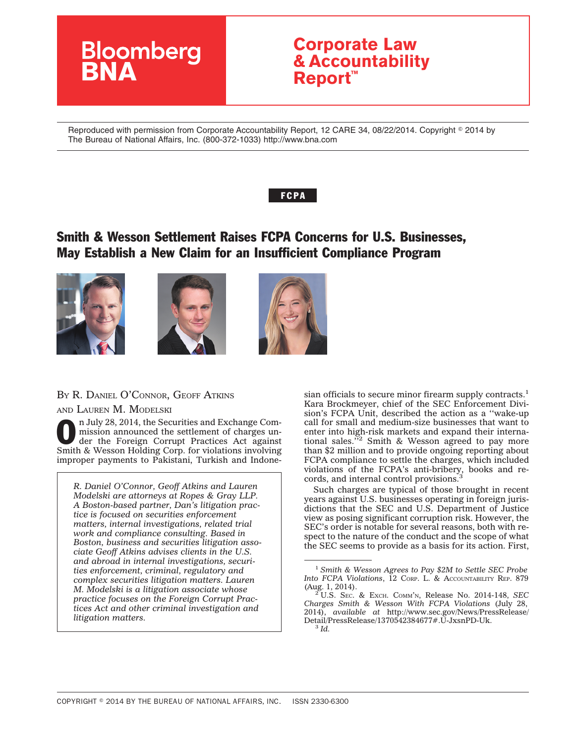Bloomberg BNA

# Corporate Law & Accountability Report™

Reproduced with permission from Corporate Accountability Report, 12 CARE 34, 08/22/2014. Copyright © 2014 by The Bureau of National Affairs, Inc. (800-372-1033) http://www.bna.com

**FCPA**

## Smith & Wesson Settlement Raises FCPA Concerns for U.S. Businesses, May Establish a New Claim for an Insufficient Compliance Program

BY R. DANIEL O'CONNOR, GEOFF ATKINS AND LAUREN M. MODELSKI

On July 28, 2014, the Securities and Exchange Commission announced the settlement of charges under the Foreign Corrupt Practices Act against Smith & Wesson Holding Corp. for violations involving improper payments to Pakistani, Turkish and Indonesian officials to secure minor firearm supply contracts.[1] Kara Brockmeyer, chief of the SEC Enforcement Division's FCPA Unit, described the action as a ''wake-up call for small and medium-size businesses that want to enter into high-risk markets and expand their international sales.''[2] Smith & Wesson agreed to pay more than $2 million and to provide ongoing reporting about FCPA compliance to settle the charges, which included violations of the FCPA's anti-bribery, books and records, and internal control provisions.[3]

*R. Daniel O'Connor, Geoff Atkins and Lauren Modelski are attorneys at Ropes & Gray LLP. A Boston-based partner, Dan's litigation practice is focused on securities enforcement matters, internal investigations, related trial work and compliance consulting. Based in Boston, business and securities litigation associate Geoff Atkins advises clients in the U.S. and abroad in internal investigations, securities enforcement, criminal, regulatory and complex securities litigation matters. Lauren M. Modelski is a litigation associate whose practice focuses on the Foreign Corrupt Practices Act and other criminal investigation and litigation matters.*

Such charges are typical of those brought in recent years against U.S. businesses operating in foreign jurisdictions that the SEC and U.S. Department of Justice view as posing significant corruption risk. However, the SEC's order is notable for several reasons, both with respect to the nature of the conduct and the scope of what the SEC seems to provide as a basis for its action. First,

---

[1] *Smith & Wesson Agrees to Pay $2M to Settle SEC Probe Into FCPA Violations*, 12 CORP. L. & ACCOUNTABILITY REP. 879 (Aug. 1, 2014).

[2] U.S. SEC. & EXCH. COMM'N, Release No. 2014-148, *SEC Charges Smith & Wesson With FCPA Violations* (July 28, 2014), *available at* http://www.sec.gov/News/PressRelease/Detail/PressRelease/1370542384677#.U-JxsnPD-Uk.

[3] *Id.*

COPYRIGHT © 2014 BY THE BUREAU OF NATIONAL AFFAIRS, INC. ISSN 2330-6300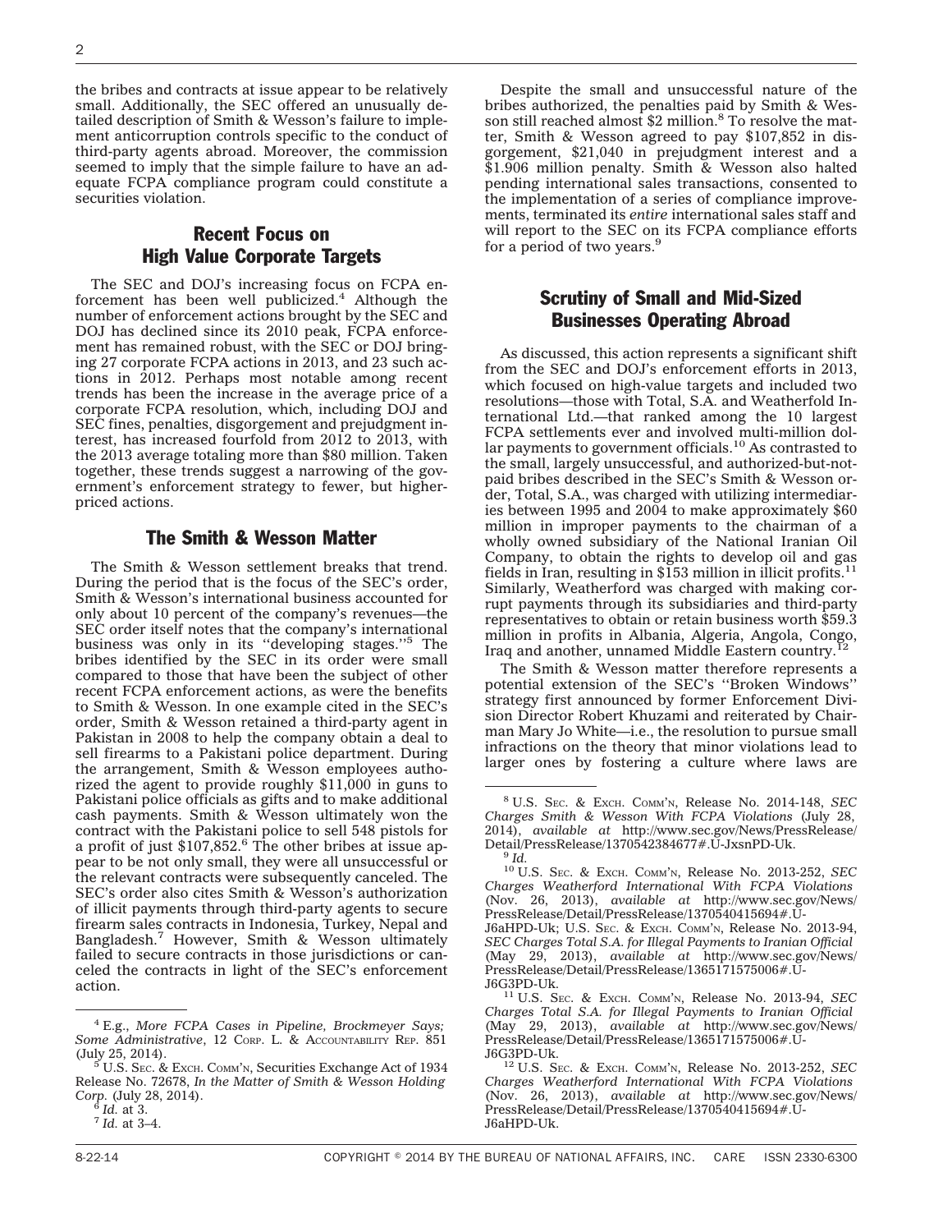the bribes and contracts at issue appear to be relatively small. Additionally, the SEC offered an unusually detailed description of Smith & Wesson's failure to implement anticorruption controls specific to the conduct of third-party agents abroad. Moreover, the commission seemed to imply that the simple failure to have an adequate FCPA compliance program could constitute a securities violation.

## Recent Focus on High Value Corporate Targets

The SEC and DOJ's increasing focus on FCPA enforcement has been well publicized.[4] Although the number of enforcement actions brought by the SEC and DOJ has declined since its 2010 peak, FCPA enforcement has remained robust, with the SEC or DOJ bringing 27 corporate FCPA actions in 2013, and 23 such actions in 2012. Perhaps most notable among recent trends has been the increase in the average price of a corporate FCPA resolution, which, including DOJ and SEC fines, penalties, disgorgement and prejudgment interest, has increased fourfold from 2012 to 2013, with the 2013 average totaling more than $80 million. Taken together, these trends suggest a narrowing of the government's enforcement strategy to fewer, but higher-priced actions.

## The Smith & Wesson Matter

The Smith & Wesson settlement breaks that trend. During the period that is the focus of the SEC's order, Smith & Wesson's international business accounted for only about 10 percent of the company's revenues—the SEC order itself notes that the company's international business was only in its ''developing stages.''[5] The bribes identified by the SEC in its order were small compared to those that have been the subject of other recent FCPA enforcement actions, as were the benefits to Smith & Wesson. In one example cited in the SEC's order, Smith & Wesson retained a third-party agent in Pakistan in 2008 to help the company obtain a deal to sell firearms to a Pakistani police department. During the arrangement, Smith & Wesson employees authorized the agent to provide roughly $11,000 in guns to Pakistani police officials as gifts and to make additional cash payments. Smith & Wesson ultimately won the contract with the Pakistani police to sell 548 pistols for a profit of just $107,852.[6] The other bribes at issue appear to be not only small, they were all unsuccessful or the relevant contracts were subsequently canceled. The SEC's order also cites Smith & Wesson's authorization of illicit payments through third-party agents to secure firearm sales contracts in Indonesia, Turkey, Nepal and Bangladesh.[7] However, Smith & Wesson ultimately failed to secure contracts in those jurisdictions or canceled the contracts in light of the SEC's enforcement action.

Despite the small and unsuccessful nature of the bribes authorized, the penalties paid by Smith & Wesson still reached almost $2 million.[8] To resolve the matter, Smith & Wesson agreed to pay $107,852 in disgorgement, $21,040 in prejudgment interest and a $1.906 million penalty. Smith & Wesson also halted pending international sales transactions, consented to the implementation of a series of compliance improvements, terminated its *entire* international sales staff and will report to the SEC on its FCPA compliance efforts for a period of two years.[9]

## Scrutiny of Small and Mid-Sized Businesses Operating Abroad

As discussed, this action represents a significant shift from the SEC and DOJ's enforcement efforts in 2013, which focused on high-value targets and included two resolutions—those with Total, S.A. and Weatherfold International Ltd.—that ranked among the 10 largest FCPA settlements ever and involved multi-million dollar payments to government officials.[10] As contrasted to the small, largely unsuccessful, and authorized-but-not-paid bribes described in the SEC's Smith & Wesson order, Total, S.A., was charged with utilizing intermediaries between 1995 and 2004 to make approximately $60 million in improper payments to the chairman of a wholly owned subsidiary of the National Iranian Oil Company, to obtain the rights to develop oil and gas fields in Iran, resulting in $153 million in illicit profits.[11] Similarly, Weatherford was charged with making corrupt payments through its subsidiaries and third-party representatives to obtain or retain business worth $59.3 million in profits in Albania, Algeria, Angola, Congo, Iraq and another, unnamed Middle Eastern country.[12]

The Smith & Wesson matter therefore represents a potential extension of the SEC's ''Broken Windows'' strategy first announced by former Enforcement Division Director Robert Khuzami and reiterated by Chairman Mary Jo White—i.e., the resolution to pursue small infractions on the theory that minor violations lead to larger ones by fostering a culture where laws are

---

[4] E.g., *More FCPA Cases in Pipeline, Brockmeyer Says; Some Administrative*, 12 Corp. L. & Accountability Rep. 851 (July 25, 2014).

[5] U.S. Sec. & Exch. Comm'n, Securities Exchange Act of 1934 Release No. 72678, *In the Matter of Smith & Wesson Holding Corp.* (July 28, 2014).

[6] *Id.* at 3.

[7] *Id.* at 3–4.

[8] U.S. Sec. & Exch. Comm'n, Release No. 2014-148, *SEC Charges Smith & Wesson With FCPA Violations* (July 28, 2014), *available at* http://www.sec.gov/News/PressRelease/Detail/PressRelease/1370542384677#.U-JxsnPD-Uk.

[9] *Id.*

[10] U.S. Sec. & Exch. Comm'n, Release No. 2013-252, *SEC Charges Weatherford International With FCPA Violations* (Nov. 26, 2013), *available at* http://www.sec.gov/News/PressRelease/Detail/PressRelease/1370540415694#.U-J6aHPD-Uk; U.S. Sec. & Exch. Comm'n, Release No. 2013-94, *SEC Charges Total S.A. for Illegal Payments to Iranian Official* (May 29, 2013), *available at* http://www.sec.gov/News/PressRelease/Detail/PressRelease/1365171575006#.U-J6G3PD-Uk.

[11] U.S. Sec. & Exch. Comm'n, Release No. 2013-94, *SEC Charges Total S.A. for Illegal Payments to Iranian Official* (May 29, 2013), *available at* http://www.sec.gov/News/PressRelease/Detail/PressRelease/1365171575006#.U-J6G3PD-Uk.

[12] U.S. Sec. & Exch. Comm'n, Release No. 2013-252, *SEC Charges Weatherford International With FCPA Violations* (Nov. 26, 2013), *available at* http://www.sec.gov/News/PressRelease/Detail/PressRelease/1370540415694#.U-J6aHPD-Uk.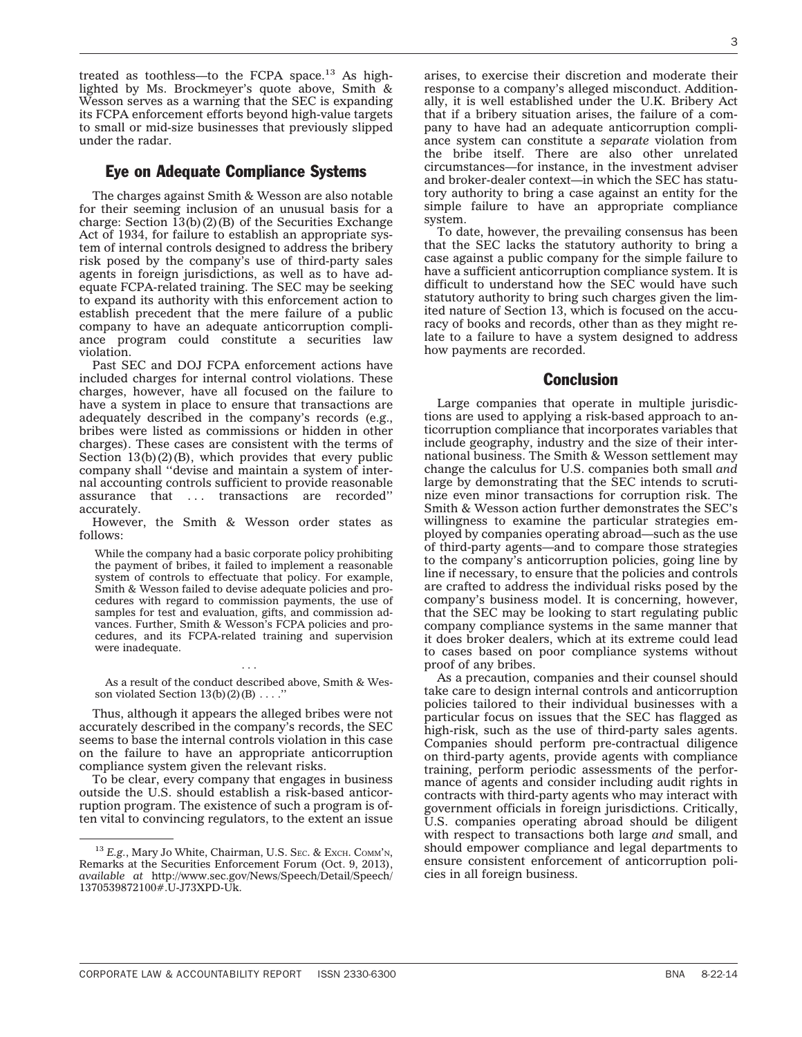treated as toothless—to the FCPA space.[13] As highlighted by Ms. Brockmeyer's quote above, Smith & Wesson serves as a warning that the SEC is expanding its FCPA enforcement efforts beyond high-value targets to small or mid-size businesses that previously slipped under the radar.

## Eye on Adequate Compliance Systems

The charges against Smith & Wesson are also notable for their seeming inclusion of an unusual basis for a charge: Section 13(b)(2)(B) of the Securities Exchange Act of 1934, for failure to establish an appropriate system of internal controls designed to address the bribery risk posed by the company's use of third-party sales agents in foreign jurisdictions, as well as to have adequate FCPA-related training. The SEC may be seeking to expand its authority with this enforcement action to establish precedent that the mere failure of a public company to have an adequate anticorruption compliance program could constitute a securities law violation.

Past SEC and DOJ FCPA enforcement actions have included charges for internal control violations. These charges, however, have all focused on the failure to have a system in place to ensure that transactions are adequately described in the company's records (e.g., bribes were listed as commissions or hidden in other charges). These cases are consistent with the terms of Section 13(b)(2)(B), which provides that every public company shall ''devise and maintain a system of internal accounting controls sufficient to provide reasonable assurance that . . . transactions are recorded'' accurately.

However, the Smith & Wesson order states as follows:

> While the company had a basic corporate policy prohibiting the payment of bribes, it failed to implement a reasonable system of controls to effectuate that policy. For example, Smith & Wesson failed to devise adequate policies and procedures with regard to commission payments, the use of samples for test and evaluation, gifts, and commission advances. Further, Smith & Wesson's FCPA policies and procedures, and its FCPA-related training and supervision were inadequate.
>
> . . .
>
> As a result of the conduct described above, Smith & Wesson violated Section 13(b)(2)(B) . . . .''

Thus, although it appears the alleged bribes were not accurately described in the company's records, the SEC seems to base the internal controls violation in this case on the failure to have an appropriate anticorruption compliance system given the relevant risks.

To be clear, every company that engages in business outside the U.S. should establish a risk-based anticorruption program. The existence of such a program is often vital to convincing regulators, to the extent an issue arises, to exercise their discretion and moderate their response to a company's alleged misconduct. Additionally, it is well established under the U.K. Bribery Act that if a bribery situation arises, the failure of a company to have had an adequate anticorruption compliance system can constitute a *separate* violation from the bribe itself. There are also other unrelated circumstances—for instance, in the investment adviser and broker-dealer context—in which the SEC has statutory authority to bring a case against an entity for the simple failure to have an appropriate compliance system.

To date, however, the prevailing consensus has been that the SEC lacks the statutory authority to bring a case against a public company for the simple failure to have a sufficient anticorruption compliance system. It is difficult to understand how the SEC would have such statutory authority to bring such charges given the limited nature of Section 13, which is focused on the accuracy of books and records, other than as they might relate to a failure to have a system designed to address how payments are recorded.

## Conclusion

Large companies that operate in multiple jurisdictions are used to applying a risk-based approach to anticorruption compliance that incorporates variables that include geography, industry and the size of their international business. The Smith & Wesson settlement may change the calculus for U.S. companies both small *and* large by demonstrating that the SEC intends to scrutinize even minor transactions for corruption risk. The Smith & Wesson action further demonstrates the SEC's willingness to examine the particular strategies employed by companies operating abroad—such as the use of third-party agents—and to compare those strategies to the company's anticorruption policies, going line by line if necessary, to ensure that the policies and controls are crafted to address the individual risks posed by the company's business model. It is concerning, however, that the SEC may be looking to start regulating public company compliance systems in the same manner that it does broker dealers, which at its extreme could lead to cases based on poor compliance systems without proof of any bribes.

As a precaution, companies and their counsel should take care to design internal controls and anticorruption policies tailored to their individual businesses with a particular focus on issues that the SEC has flagged as high-risk, such as the use of third-party sales agents. Companies should perform pre-contractual diligence on third-party agents, provide agents with compliance training, perform periodic assessments of the performance of agents and consider including audit rights in contracts with third-party agents who may interact with government officials in foreign jurisdictions. Critically, U.S. companies operating abroad should be diligent with respect to transactions both large *and* small, and should empower compliance and legal departments to ensure consistent enforcement of anticorruption policies in all foreign business.

---

[13] *E.g.*, Mary Jo White, Chairman, U.S. SEC. & EXCH. COMM'N, Remarks at the Securities Enforcement Forum (Oct. 9, 2013), *available at* http://www.sec.gov/News/Speech/Detail/Speech/1370539872100#.U-J73XPD-Uk.